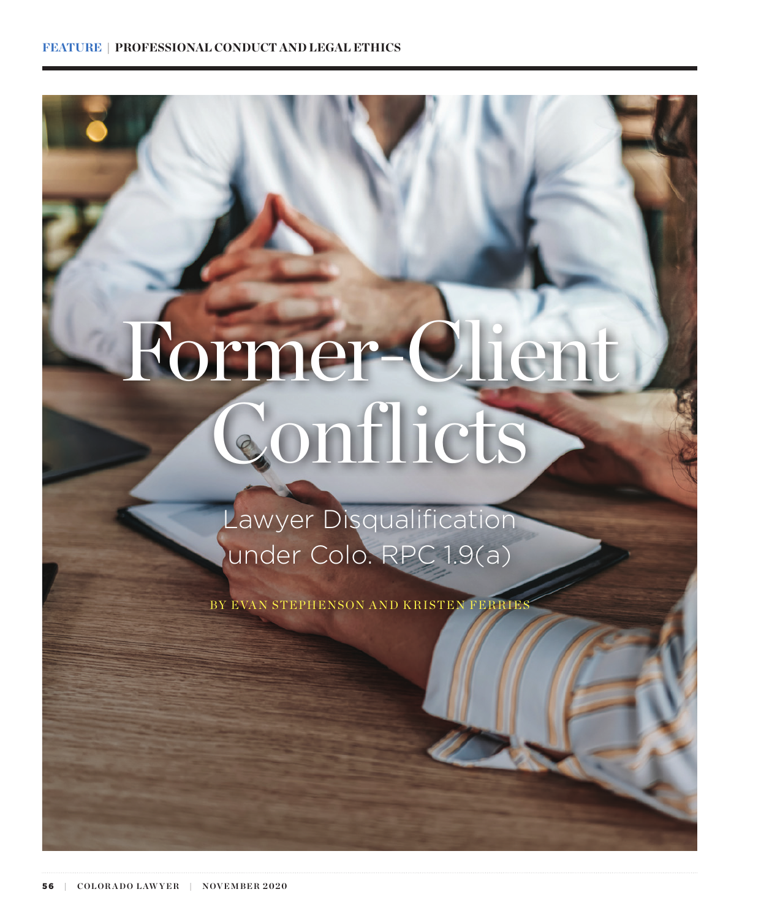FEATURE | PROFESSIONAL CONDUCT AND LEGAL ETHICS

# Former-Client Conflicts

## Lawyer Disqualification under Colo. RPC 1.9(a)

BY EVAN STEPHENSON AND KRISTEN FERRIES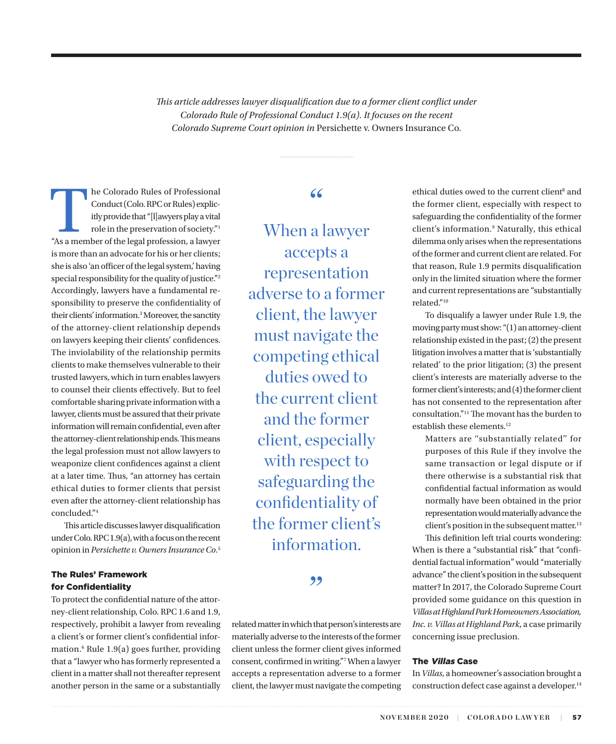*This article addresses lawyer disqualification due to a former client conflict under Colorado Rule of Professional Conduct 1.9(a). It focuses on the recent Colorado Supreme Court opinion in* Persichette v. Owners Insurance Co.

The Colorado Rules of Professional Conduct (Colo. RPC or Rules) explicitly provide that "[l]awyers play a vital role in the preservation of society."[1] "As a member of the legal profession, a lawyer is more than an advocate for his or her clients; she is also 'an officer of the legal system,' having special responsibility for the quality of justice."[2] Accordingly, lawyers have a fundamental responsibility to preserve the confidentiality of their clients' information.[3] Moreover, the sanctity of the attorney-client relationship depends on lawyers keeping their clients' confidences. The inviolability of the relationship permits clients to make themselves vulnerable to their trusted lawyers, which in turn enables lawyers to counsel their clients effectively. But to feel comfortable sharing private information with a lawyer, clients must be assured that their private information will remain confidential, even after the attorney-client relationship ends. This means the legal profession must not allow lawyers to weaponize client confidences against a client at a later time. Thus, "an attorney has certain ethical duties to former clients that persist even after the attorney-client relationship has concluded."[4]

This article discusses lawyer disqualification under Colo. RPC 1.9(a), with a focus on the recent opinion in *Persichette v. Owners Insurance Co*.[5]

### The Rules' Framework for Confidentiality

To protect the confidential nature of the attorney-client relationship, Colo. RPC 1.6 and 1.9, respectively, prohibit a lawyer from revealing a client's or former client's confidential information.[6] Rule 1.9(a) goes further, providing that a "lawyer who has formerly represented a client in a matter shall not thereafter represent another person in the same or a substantially related matter in which that person's interests are materially adverse to the interests of the former client unless the former client gives informed consent, confirmed in writing."[7] When a lawyer accepts a representation adverse to a former client, the lawyer must navigate the competing ethical duties owed to the current client[8] and the former client, especially with respect to safeguarding the confidentiality of the former client's information.[9] Naturally, this ethical dilemma only arises when the representations of the former and current client are related. For that reason, Rule 1.9 permits disqualification only in the limited situation where the former and current representations are "substantially related."[10]

> "When a lawyer accepts a representation adverse to a former client, the lawyer must navigate the competing ethical duties owed to the current client and the former client, especially with respect to safeguarding the confidentiality of the former client's information."

To disqualify a lawyer under Rule 1.9, the moving party must show: "(1) an attorney-client relationship existed in the past; (2) the present litigation involves a matter that is 'substantially related' to the prior litigation; (3) the present client's interests are materially adverse to the former client's interests; and (4) the former client has not consented to the representation after consultation."[11] The movant has the burden to establish these elements.[12]

> Matters are "substantially related" for purposes of this Rule if they involve the same transaction or legal dispute or if there otherwise is a substantial risk that confidential factual information as would normally have been obtained in the prior representation would materially advance the client's position in the subsequent matter.[13]

This definition left trial courts wondering: When is there a "substantial risk" that "confidential factual information" would "materially advance" the client's position in the subsequent matter? In 2017, the Colorado Supreme Court provided some guidance on this question in *Villas at Highland Park Homeowners Association, Inc. v. Villas at Highland Park*, a case primarily concerning issue preclusion.

### The *Villas* Case

In *Villas*, a homeowner's association brought a construction defect case against a developer.[14]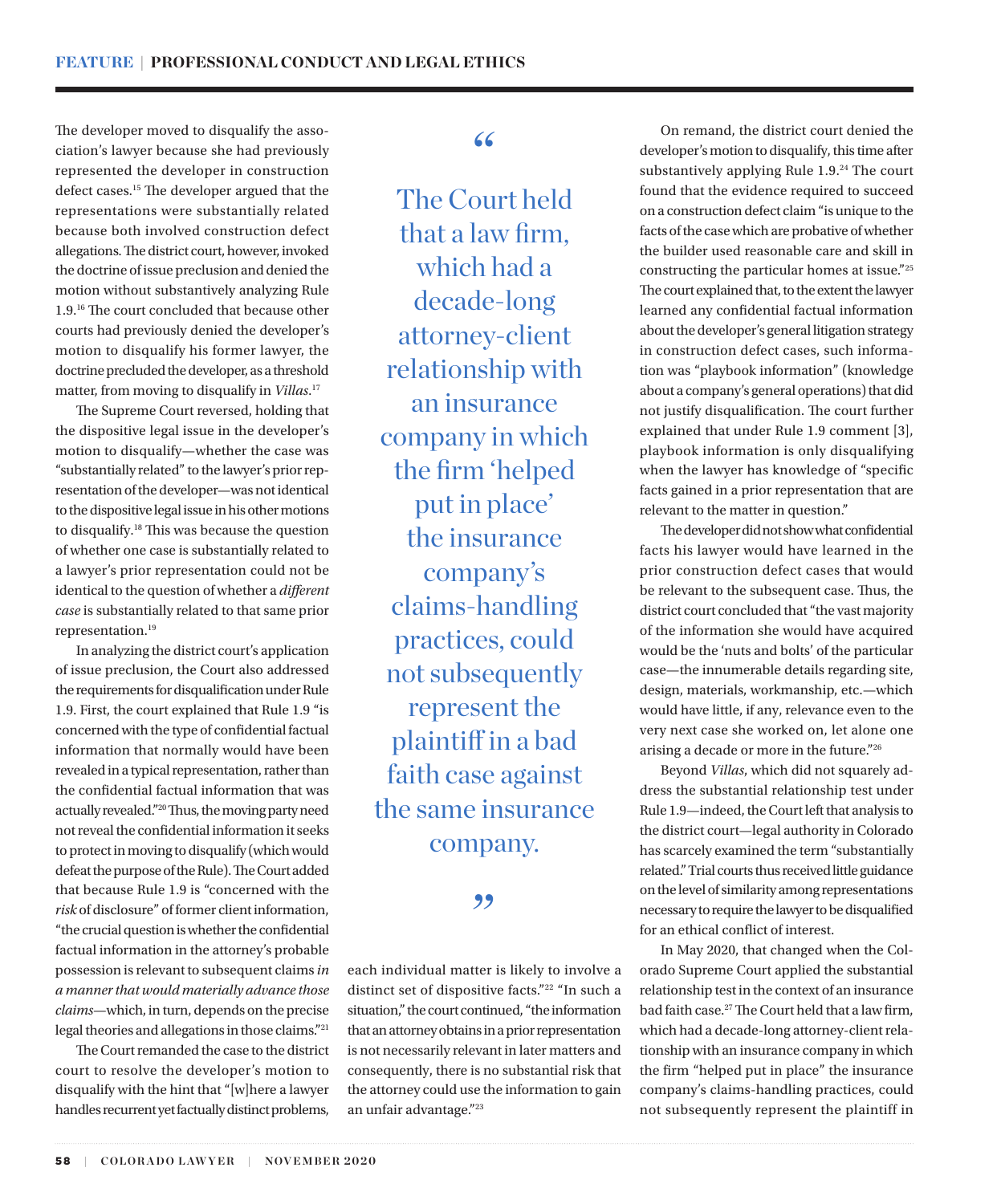The developer moved to disqualify the association's lawyer because she had previously represented the developer in construction defect cases.[15] The developer argued that the representations were substantially related because both involved construction defect allegations. The district court, however, invoked the doctrine of issue preclusion and denied the motion without substantively analyzing Rule 1.9.[16] The court concluded that because other courts had previously denied the developer's motion to disqualify his former lawyer, the doctrine precluded the developer, as a threshold matter, from moving to disqualify in *Villas*.[17]

The Supreme Court reversed, holding that the dispositive legal issue in the developer's motion to disqualify—whether the case was "substantially related" to the lawyer's prior representation of the developer—was not identical to the dispositive legal issue in his other motions to disqualify.[18] This was because the question of whether one case is substantially related to a lawyer's prior representation could not be identical to the question of whether a *different case* is substantially related to that same prior representation.[19]

In analyzing the district court's application of issue preclusion, the Court also addressed the requirements for disqualification under Rule 1.9. First, the court explained that Rule 1.9 "is concerned with the type of confidential factual information that normally would have been revealed in a typical representation, rather than the confidential factual information that was actually revealed."[20] Thus, the moving party need not reveal the confidential information it seeks to protect in moving to disqualify (which would defeat the purpose of the Rule). The Court added that because Rule 1.9 is "concerned with the *risk* of disclosure" of former client information, "the crucial question is whether the confidential factual information in the attorney's probable possession is relevant to subsequent claims *in a manner that would materially advance those claims*—which, in turn, depends on the precise legal theories and allegations in those claims."[21]

The Court remanded the case to the district court to resolve the developer's motion to disqualify with the hint that "[w]here a lawyer handles recurrent yet factually distinct problems, each individual matter is likely to involve a distinct set of dispositive facts."[22] "In such a situation," the court continued, "the information that an attorney obtains in a prior representation is not necessarily relevant in later matters and consequently, there is no substantial risk that the attorney could use the information to gain an unfair advantage."[23]

> "The Court held that a law firm, which had a decade-long attorney-client relationship with an insurance company in which the firm 'helped put in place' the insurance company's claims-handling practices, could not subsequently represent the plaintiff in a bad faith case against the same insurance company."

On remand, the district court denied the developer's motion to disqualify, this time after substantively applying Rule 1.9.[24] The court found that the evidence required to succeed on a construction defect claim "is unique to the facts of the case which are probative of whether the builder used reasonable care and skill in constructing the particular homes at issue."[25] The court explained that, to the extent the lawyer learned any confidential factual information about the developer's general litigation strategy in construction defect cases, such information was "playbook information" (knowledge about a company's general operations) that did not justify disqualification. The court further explained that under Rule 1.9 comment [3], playbook information is only disqualifying when the lawyer has knowledge of "specific facts gained in a prior representation that are relevant to the matter in question."

The developer did not show what confidential facts his lawyer would have learned in the prior construction defect cases that would be relevant to the subsequent case. Thus, the district court concluded that "the vast majority of the information she would have acquired would be the 'nuts and bolts' of the particular case—the innumerable details regarding site, design, materials, workmanship, etc.—which would have little, if any, relevance even to the very next case she worked on, let alone one arising a decade or more in the future."[26]

Beyond *Villas*, which did not squarely address the substantial relationship test under Rule 1.9—indeed, the Court left that analysis to the district court—legal authority in Colorado has scarcely examined the term "substantially related." Trial courts thus received little guidance on the level of similarity among representations necessary to require the lawyer to be disqualified for an ethical conflict of interest.

In May 2020, that changed when the Colorado Supreme Court applied the substantial relationship test in the context of an insurance bad faith case.[27] The Court held that a law firm, which had a decade-long attorney-client relationship with an insurance company in which the firm "helped put in place" the insurance company's claims-handling practices, could not subsequently represent the plaintiff in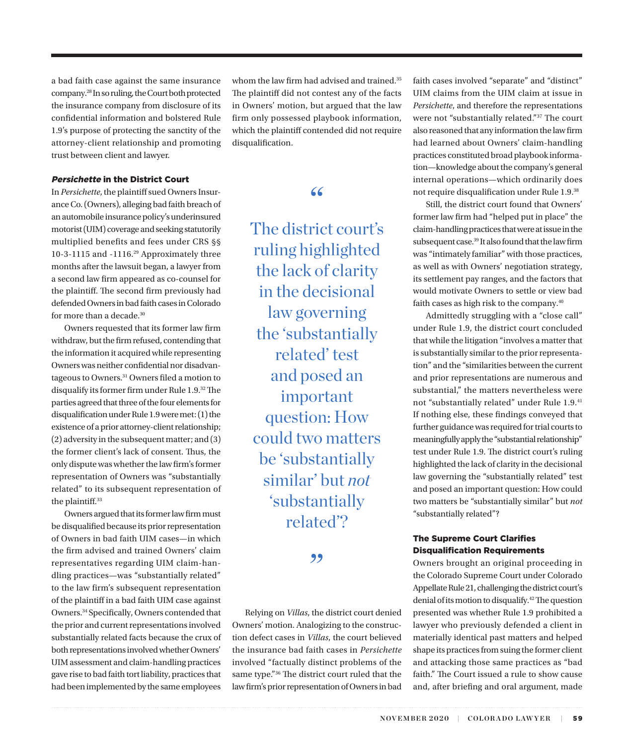a bad faith case against the same insurance company.[28] In so ruling, the Court both protected the insurance company from disclosure of its confidential information and bolstered Rule 1.9's purpose of protecting the sanctity of the attorney-client relationship and promoting trust between client and lawyer.

### *Persichette* in the District Court

In *Persichette*, the plaintiff sued Owners Insurance Co. (Owners), alleging bad faith breach of an automobile insurance policy's underinsured motorist (UIM) coverage and seeking statutorily multiplied benefits and fees under CRS §§ 10-3-1115 and -1116.[29] Approximately three months after the lawsuit began, a lawyer from a second law firm appeared as co-counsel for the plaintiff. The second firm previously had defended Owners in bad faith cases in Colorado for more than a decade.[30]

Owners requested that its former law firm withdraw, but the firm refused, contending that the information it acquired while representing Owners was neither confidential nor disadvantageous to Owners.[31] Owners filed a motion to disqualify its former firm under Rule 1.9.[32] The parties agreed that three of the four elements for disqualification under Rule 1.9 were met: (1) the existence of a prior attorney-client relationship; (2) adversity in the subsequent matter; and (3) the former client's lack of consent. Thus, the only dispute was whether the law firm's former representation of Owners was "substantially related" to its subsequent representation of the plaintiff.[33]

Owners argued that its former law firm must be disqualified because its prior representation of Owners in bad faith UIM cases—in which the firm advised and trained Owners' claim representatives regarding UIM claim-handling practices—was "substantially related" to the law firm's subsequent representation of the plaintiff in a bad faith UIM case against Owners.[34] Specifically, Owners contended that the prior and current representations involved substantially related facts because the crux of both representations involved whether Owners' UIM assessment and claim-handling practices gave rise to bad faith tort liability, practices that had been implemented by the same employees whom the law firm had advised and trained.[35] The plaintiff did not contest any of the facts in Owners' motion, but argued that the law firm only possessed playbook information, which the plaintiff contended did not require disqualification.

> "The district court's ruling highlighted the lack of clarity in the decisional law governing the 'substantially related' test and posed an important question: How could two matters be 'substantially similar' but *not* 'substantially related'?"

Relying on *Villas*, the district court denied Owners' motion. Analogizing to the construction defect cases in *Villas*, the court believed the insurance bad faith cases in *Persichette* involved "factually distinct problems of the same type."[36] The district court ruled that the law firm's prior representation of Owners in bad faith cases involved "separate" and "distinct" UIM claims from the UIM claim at issue in *Persichette*, and therefore the representations were not "substantially related."[37] The court also reasoned that any information the law firm had learned about Owners' claim-handling practices constituted broad playbook information—knowledge about the company's general internal operations—which ordinarily does not require disqualification under Rule 1.9.[38]

Still, the district court found that Owners' former law firm had "helped put in place" the claim-handling practices that were at issue in the subsequent case.[39] It also found that the law firm was "intimately familiar" with those practices, as well as with Owners' negotiation strategy, its settlement pay ranges, and the factors that would motivate Owners to settle or view bad faith cases as high risk to the company.[40]

Admittedly struggling with a "close call" under Rule 1.9, the district court concluded that while the litigation "involves a matter that is substantially similar to the prior representation" and the "similarities between the current and prior representations are numerous and substantial," the matters nevertheless were not "substantially related" under Rule 1.9.[41] If nothing else, these findings conveyed that further guidance was required for trial courts to meaningfully apply the "substantial relationship" test under Rule 1.9. The district court's ruling highlighted the lack of clarity in the decisional law governing the "substantially related" test and posed an important question: How could two matters be "substantially similar" but *not* "substantially related"?

### The Supreme Court Clarifies Disqualification Requirements

Owners brought an original proceeding in the Colorado Supreme Court under Colorado Appellate Rule 21, challenging the district court's denial of its motion to disqualify.[42] The question presented was whether Rule 1.9 prohibited a lawyer who previously defended a client in materially identical past matters and helped shape its practices from suing the former client and attacking those same practices as "bad faith." The Court issued a rule to show cause and, after briefing and oral argument, made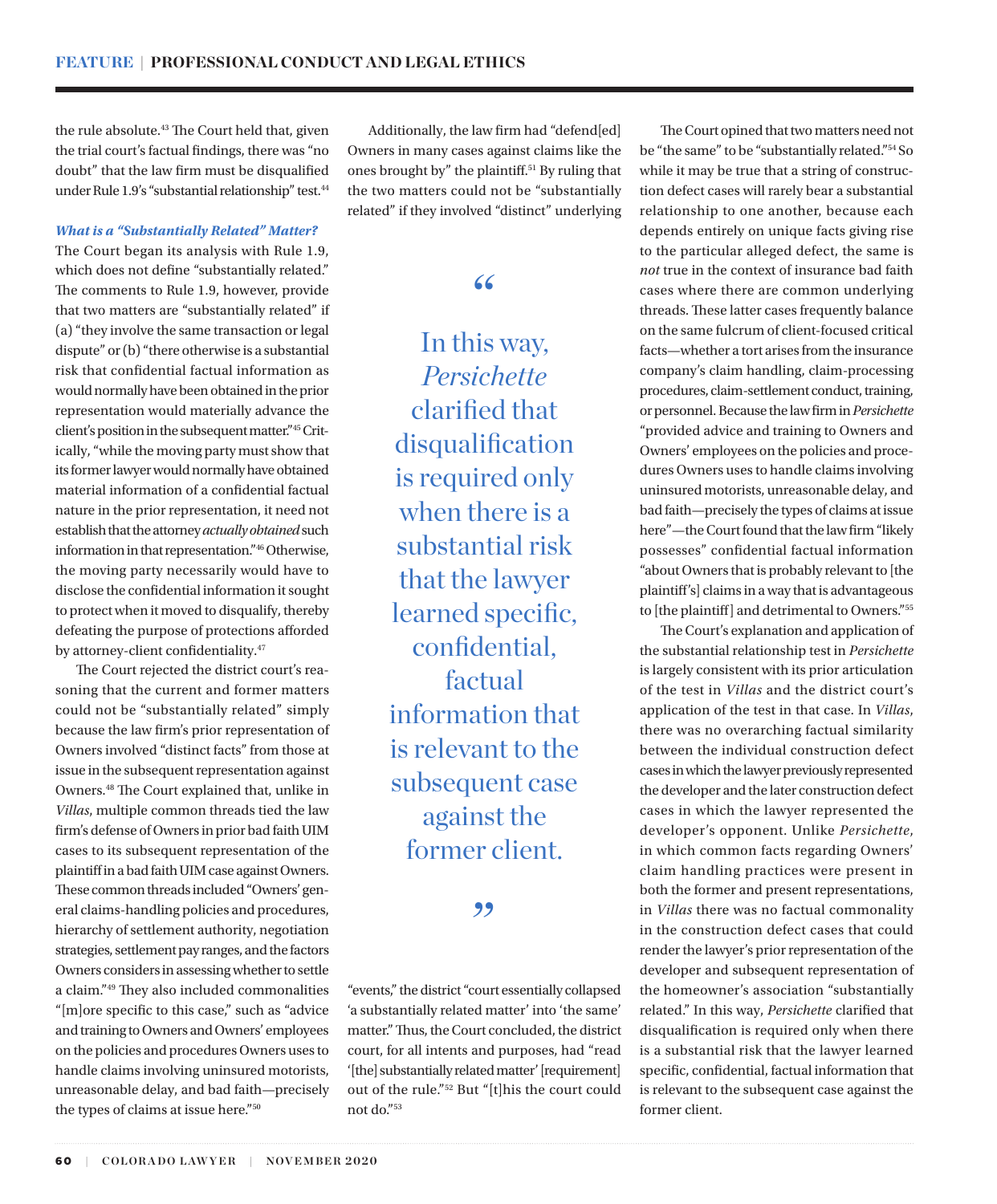the rule absolute.[43] The Court held that, given the trial court's factual findings, there was "no doubt" that the law firm must be disqualified under Rule 1.9's "substantial relationship" test.[44]

### *What is a "Substantially Related" Matter?*

The Court began its analysis with Rule 1.9, which does not define "substantially related." The comments to Rule 1.9, however, provide that two matters are "substantially related" if (a) "they involve the same transaction or legal dispute" or (b) "there otherwise is a substantial risk that confidential factual information as would normally have been obtained in the prior representation would materially advance the client's position in the subsequent matter."[45] Critically, "while the moving party must show that its former lawyer would normally have obtained material information of a confidential factual nature in the prior representation, it need not establish that the attorney *actually obtained* such information in that representation."[46] Otherwise, the moving party necessarily would have to disclose the confidential information it sought to protect when it moved to disqualify, thereby defeating the purpose of protections afforded by attorney-client confidentiality.[47]

The Court rejected the district court's reasoning that the current and former matters could not be "substantially related" simply because the law firm's prior representation of Owners involved "distinct facts" from those at issue in the subsequent representation against Owners.[48] The Court explained that, unlike in *Villas*, multiple common threads tied the law firm's defense of Owners in prior bad faith UIM cases to its subsequent representation of the plaintiff in a bad faith UIM case against Owners. These common threads included "Owners' general claims-handling policies and procedures, hierarchy of settlement authority, negotiation strategies, settlement pay ranges, and the factors Owners considers in assessing whether to settle a claim."[49] They also included commonalities "[m]ore specific to this case," such as "advice and training to Owners and Owners' employees on the policies and procedures Owners uses to handle claims involving uninsured motorists, unreasonable delay, and bad faith—precisely the types of claims at issue here."[50]

Additionally, the law firm had "defend[ed] Owners in many cases against claims like the ones brought by" the plaintiff.[51] By ruling that the two matters could not be "substantially related" if they involved "distinct" underlying "events," the district "court essentially collapsed 'a substantially related matter' into 'the same' matter." Thus, the Court concluded, the district court, for all intents and purposes, had "read '[the] substantially related matter' [requirement] out of the rule."[52] But "[t]his the court could not do."[53]

> "In this way, *Persichette* clarified that disqualification is required only when there is a substantial risk that the lawyer learned specific, confidential, factual information that is relevant to the subsequent case against the former client."

The Court opined that two matters need not be "the same" to be "substantially related."[54] So while it may be true that a string of construction defect cases will rarely bear a substantial relationship to one another, because each depends entirely on unique facts giving rise to the particular alleged defect, the same is *not* true in the context of insurance bad faith cases where there are common underlying threads. These latter cases frequently balance on the same fulcrum of client-focused critical facts—whether a tort arises from the insurance company's claim handling, claim-processing procedures, claim-settlement conduct, training, or personnel. Because the law firm in *Persichette* "provided advice and training to Owners and Owners' employees on the policies and procedures Owners uses to handle claims involving uninsured motorists, unreasonable delay, and bad faith—precisely the types of claims at issue here"—the Court found that the law firm "likely possesses" confidential factual information "about Owners that is probably relevant to [the plaintiff's] claims in a way that is advantageous to [the plaintiff] and detrimental to Owners."[55]

The Court's explanation and application of the substantial relationship test in *Persichette* is largely consistent with its prior articulation of the test in *Villas* and the district court's application of the test in that case. In *Villas*, there was no overarching factual similarity between the individual construction defect cases in which the lawyer previously represented the developer and the later construction defect cases in which the lawyer represented the developer's opponent. Unlike *Persichette*, in which common facts regarding Owners' claim handling practices were present in both the former and present representations, in *Villas* there was no factual commonality in the construction defect cases that could render the lawyer's prior representation of the developer and subsequent representation of the homeowner's association "substantially related." In this way, *Persichette* clarified that disqualification is required only when there is a substantial risk that the lawyer learned specific, confidential, factual information that is relevant to the subsequent case against the former client.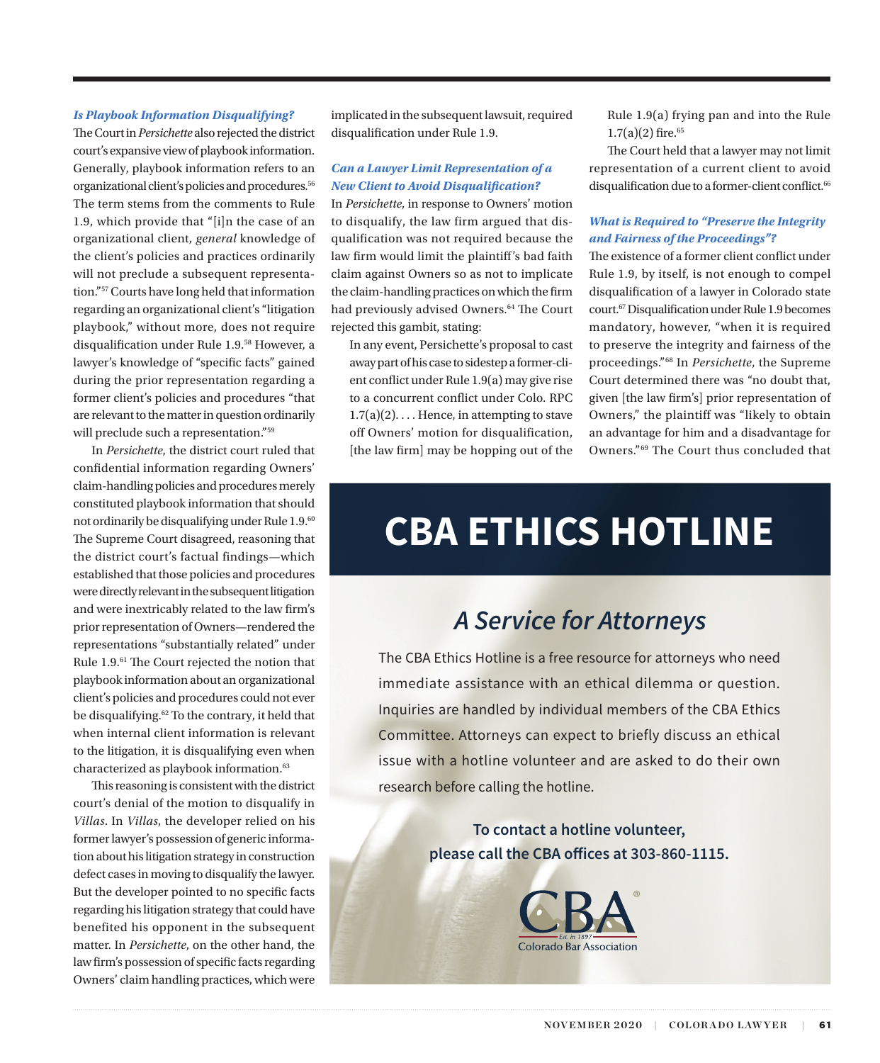### *Is Playbook Information Disqualifying?*

The Court in *Persichette* also rejected the district court's expansive view of playbook information. Generally, playbook information refers to an organizational client's policies and procedures.[56] The term stems from the comments to Rule 1.9, which provide that "[i]n the case of an organizational client, *general* knowledge of the client's policies and practices ordinarily will not preclude a subsequent representation."[57] Courts have long held that information regarding an organizational client's "litigation playbook," without more, does not require disqualification under Rule 1.9.[58] However, a lawyer's knowledge of "specific facts" gained during the prior representation regarding a former client's policies and procedures "that are relevant to the matter in question ordinarily will preclude such a representation."[59]

In *Persichette*, the district court ruled that confidential information regarding Owners' claim-handling policies and procedures merely constituted playbook information that should not ordinarily be disqualifying under Rule 1.9.[60] The Supreme Court disagreed, reasoning that the district court's factual findings—which established that those policies and procedures were directly relevant in the subsequent litigation and were inextricably related to the law firm's prior representation of Owners—rendered the representations "substantially related" under Rule 1.9.[61] The Court rejected the notion that playbook information about an organizational client's policies and procedures could not ever be disqualifying.[62] To the contrary, it held that when internal client information is relevant to the litigation, it is disqualifying even when characterized as playbook information.[63]

This reasoning is consistent with the district court's denial of the motion to disqualify in *Villas*. In *Villas*, the developer relied on his former lawyer's possession of generic information about his litigation strategy in construction defect cases in moving to disqualify the lawyer. But the developer pointed to no specific facts regarding his litigation strategy that could have benefited his opponent in the subsequent matter. In *Persichette*, on the other hand, the law firm's possession of specific facts regarding Owners' claim handling practices, which were implicated in the subsequent lawsuit, required disqualification under Rule 1.9.

### *Can a Lawyer Limit Representation of a New Client to Avoid Disqualification?*

In *Persichette*, in response to Owners' motion to disqualify, the law firm argued that disqualification was not required because the law firm would limit the plaintiff's bad faith claim against Owners so as not to implicate the claim-handling practices on which the firm had previously advised Owners.[64] The Court rejected this gambit, stating:

> In any event, Persichette's proposal to cast away part of his case to sidestep a former-client conflict under Rule 1.9(a) may give rise to a concurrent conflict under Colo. RPC 1.7(a)(2). . . . Hence, in attempting to stave off Owners' motion for disqualification, [the law firm] may be hopping out of the Rule 1.9(a) frying pan and into the Rule 1.7(a)(2) fire.[65]

The Court held that a lawyer may not limit representation of a current client to avoid disqualification due to a former-client conflict.[66]

### *What is Required to "Preserve the Integrity and Fairness of the Proceedings"?*

The existence of a former client conflict under Rule 1.9, by itself, is not enough to compel disqualification of a lawyer in Colorado state court.[67] Disqualification under Rule 1.9 becomes mandatory, however, "when it is required to preserve the integrity and fairness of the proceedings."[68] In *Persichette*, the Supreme Court determined there was "no doubt that, given [the law firm's] prior representation of Owners," the plaintiff was "likely to obtain an advantage for him and a disadvantage for Owners."[69] The Court thus concluded that

---

# CBA ETHICS HOTLINE

## *A Service for Attorneys*

The CBA Ethics Hotline is a free resource for attorneys who need immediate assistance with an ethical dilemma or question. Inquiries are handled by individual members of the CBA Ethics Committee. Attorneys can expect to briefly discuss an ethical issue with a hotline volunteer and are asked to do their own research before calling the hotline.

**To contact a hotline volunteer, please call the CBA offices at 303-860-1115.**

CBA® Est. in 1897 Colorado Bar Association

---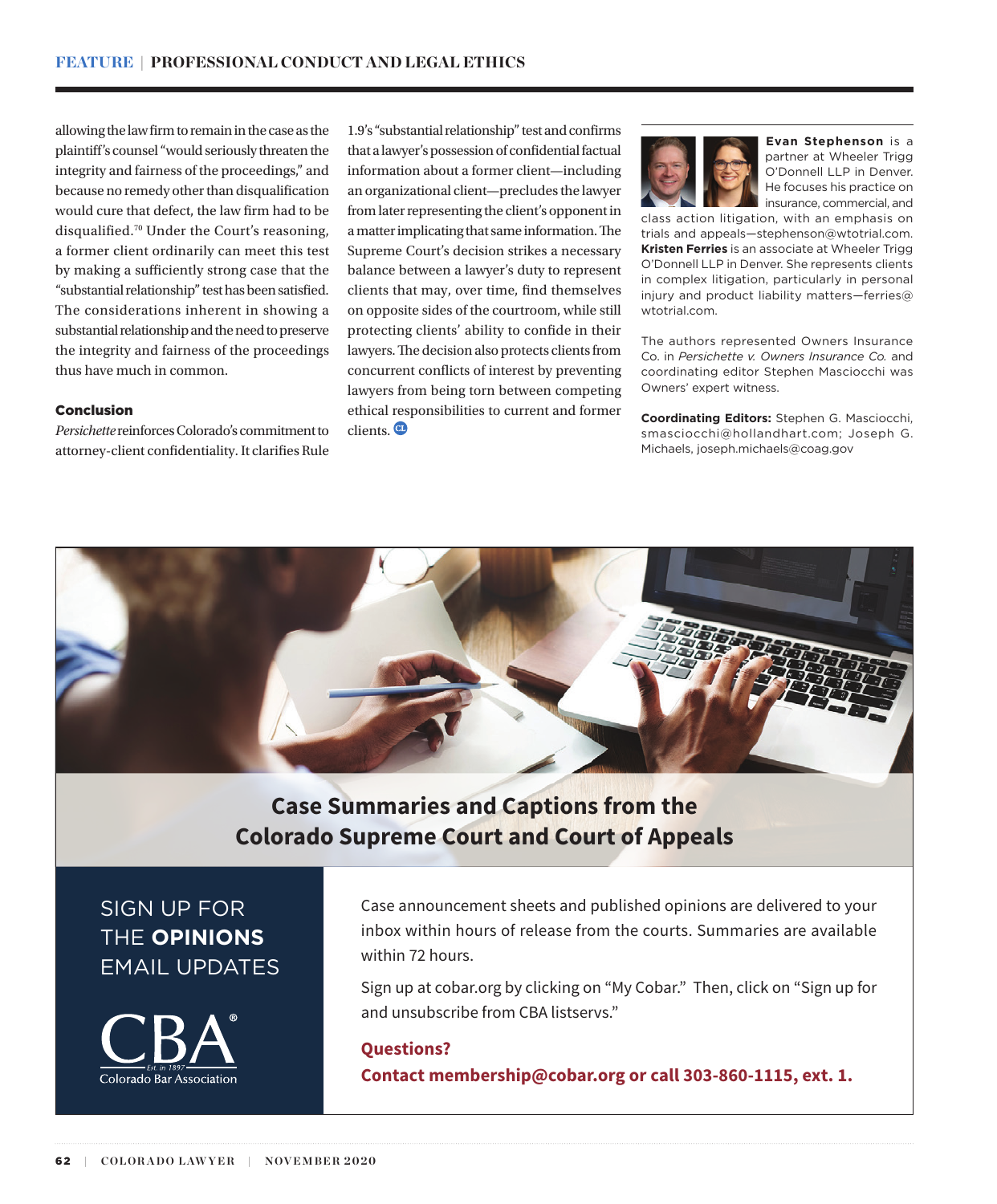allowing the law firm to remain in the case as the plaintiff's counsel "would seriously threaten the integrity and fairness of the proceedings," and because no remedy other than disqualification would cure that defect, the law firm had to be disqualified.[70] Under the Court's reasoning, a former client ordinarily can meet this test by making a sufficiently strong case that the "substantial relationship" test has been satisfied. The considerations inherent in showing a substantial relationship and the need to preserve the integrity and fairness of the proceedings thus have much in common.

## Conclusion

*Persichette* reinforces Colorado's commitment to attorney-client confidentiality. It clarifies Rule 1.9's "substantial relationship" test and confirms that a lawyer's possession of confidential factual information about a former client—including an organizational client—precludes the lawyer from later representing the client's opponent in a matter implicating that same information. The Supreme Court's decision strikes a necessary balance between a lawyer's duty to represent clients that may, over time, find themselves on opposite sides of the courtroom, while still protecting clients' ability to confide in their lawyers. The decision also protects clients from concurrent conflicts of interest by preventing lawyers from being torn between competing ethical responsibilities to current and former clients.

**Evan Stephenson** is a partner at Wheeler Trigg O'Donnell LLP in Denver. He focuses his practice on insurance, commercial, and class action litigation, with an emphasis on trials and appeals—stephenson@wtotrial.com. **Kristen Ferries** is an associate at Wheeler Trigg O'Donnell LLP in Denver. She represents clients in complex litigation, particularly in personal injury and product liability matters—ferries@wtotrial.com.

The authors represented Owners Insurance Co. in *Persichette v. Owners Insurance Co.* and coordinating editor Stephen Masciocchi was Owners' expert witness.

**Coordinating Editors:** Stephen G. Masciocchi, smasciocchi@hollandhart.com; Joseph G. Michaels, joseph.michaels@coag.gov

**Case Summaries and Captions from the Colorado Supreme Court and Court of Appeals**

SIGN UP FOR THE **OPINIONS** EMAIL UPDATES

CBA Colorado Bar Association

Case announcement sheets and published opinions are delivered to your inbox within hours of release from the courts. Summaries are available within 72 hours.

Sign up at cobar.org by clicking on "My Cobar." Then, click on "Sign up for and unsubscribe from CBA listservs."

**Questions?**
**Contact membership@cobar.org or call 303-860-1115, ext. 1.**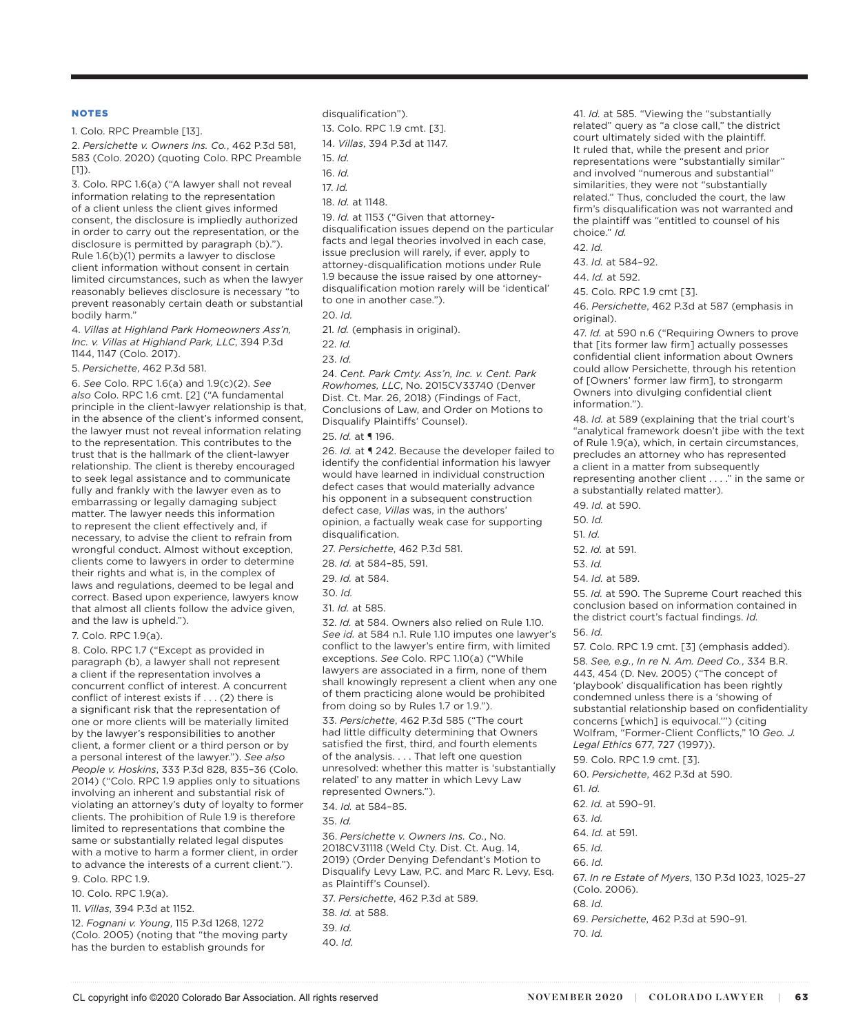## NOTES

1. Colo. RPC Preamble [13].

2. *Persichette v. Owners Ins. Co.*, 462 P.3d 581, 583 (Colo. 2020) (quoting Colo. RPC Preamble [1]).

3. Colo. RPC 1.6(a) ("A lawyer shall not reveal information relating to the representation of a client unless the client gives informed consent, the disclosure is impliedly authorized in order to carry out the representation, or the disclosure is permitted by paragraph (b)."). Rule 1.6(b)(1) permits a lawyer to disclose client information without consent in certain limited circumstances, such as when the lawyer reasonably believes disclosure is necessary "to prevent reasonably certain death or substantial bodily harm."

4. *Villas at Highland Park Homeowners Ass'n, Inc. v. Villas at Highland Park, LLC*, 394 P.3d 1144, 1147 (Colo. 2017).

5. *Persichette*, 462 P.3d 581.

6. *See* Colo. RPC 1.6(a) and 1.9(c)(2). *See also* Colo. RPC 1.6 cmt. [2] ("A fundamental principle in the client-lawyer relationship is that, in the absence of the client's informed consent, the lawyer must not reveal information relating to the representation. This contributes to the trust that is the hallmark of the client-lawyer relationship. The client is thereby encouraged to seek legal assistance and to communicate fully and frankly with the lawyer even as to embarrassing or legally damaging subject matter. The lawyer needs this information to represent the client effectively and, if necessary, to advise the client to refrain from wrongful conduct. Almost without exception, clients come to lawyers in order to determine their rights and what is, in the complex of laws and regulations, deemed to be legal and correct. Based upon experience, lawyers know that almost all clients follow the advice given, and the law is upheld.").

7. Colo. RPC 1.9(a).

8. Colo. RPC 1.7 ("Except as provided in paragraph (b), a lawyer shall not represent a client if the representation involves a concurrent conflict of interest. A concurrent conflict of interest exists if . . . (2) there is a significant risk that the representation of one or more clients will be materially limited by the lawyer's responsibilities to another client, a former client or a third person or by a personal interest of the lawyer."). *See also People v. Hoskins*, 333 P.3d 828, 835–36 (Colo. 2014) ("Colo. RPC 1.9 applies only to situations involving an inherent and substantial risk of violating an attorney's duty of loyalty to former clients. The prohibition of Rule 1.9 is therefore limited to representations that combine the same or substantially related legal disputes with a motive to harm a former client, in order to advance the interests of a current client.").

9. Colo. RPC 1.9.

10. Colo. RPC 1.9(a).

11. *Villas*, 394 P.3d at 1152.

12. *Fognani v. Young*, 115 P.3d 1268, 1272 (Colo. 2005) (noting that "the moving party has the burden to establish grounds for disqualification").

13. Colo. RPC 1.9 cmt. [3].

14. *Villas*, 394 P.3d at 1147.

15. *Id.*

16. *Id.*

17. *Id.*

18. *Id.* at 1148.

19. *Id.* at 1153 ("Given that attorney-disqualification issues depend on the particular facts and legal theories involved in each case, issue preclusion will rarely, if ever, apply to attorney-disqualification motions under Rule 1.9 because the issue raised by one attorney-disqualification motion rarely will be 'identical' to one in another case.").

20. *Id.*

21. *Id.* (emphasis in original).

22. *Id.*

23. *Id.*

24. *Cent. Park Cmty. Ass'n, Inc. v. Cent. Park Rowhomes, LLC*, No. 2015CV33740 (Denver Dist. Ct. Mar. 26, 2018) (Findings of Fact, Conclusions of Law, and Order on Motions to Disqualify Plaintiffs' Counsel).

25. *Id.* at ¶ 196.

26. *Id.* at ¶ 242. Because the developer failed to identify the confidential information his lawyer would have learned in individual construction defect cases that would materially advance his opponent in a subsequent construction defect case, *Villas* was, in the authors' opinion, a factually weak case for supporting disqualification.

27. *Persichette*, 462 P.3d 581.

28. *Id.* at 584–85, 591.

29. *Id.* at 584.

30. *Id.*

31. *Id.* at 585.

32. *Id.* at 584. Owners also relied on Rule 1.10. *See id.* at 584 n.1. Rule 1.10 imputes one lawyer's conflict to the lawyer's entire firm, with limited exceptions. *See* Colo. RPC 1.10(a) ("While lawyers are associated in a firm, none of them shall knowingly represent a client when any one of them practicing alone would be prohibited from doing so by Rules 1.7 or 1.9.").

33. *Persichette*, 462 P.3d 585 ("The court had little difficulty determining that Owners satisfied the first, third, and fourth elements of the analysis. . . . That left one question unresolved: whether this matter is 'substantially related' to any matter in which Levy Law represented Owners.").

34. *Id.* at 584–85.

35. *Id.*

36. *Persichette v. Owners Ins. Co.*, No. 2018CV31118 (Weld Cty. Dist. Ct. Aug. 14, 2019) (Order Denying Defendant's Motion to Disqualify Levy Law, P.C. and Marc R. Levy, Esq. as Plaintiff's Counsel).

37. *Persichette*, 462 P.3d at 589.

38. *Id.* at 588.

39. *Id.*

40. *Id.*

41. *Id.* at 585. "Viewing the "substantially related" query as "a close call," the district court ultimately sided with the plaintiff. It ruled that, while the present and prior representations were "substantially similar" and involved "numerous and substantial" similarities, they were not "substantially related." Thus, concluded the court, the law firm's disqualification was not warranted and the plaintiff was "entitled to counsel of his choice." *Id.*

42. *Id.*

43. *Id.* at 584–92.

44. *Id.* at 592.

45. Colo. RPC 1.9 cmt [3].

46. *Persichette*, 462 P.3d at 587 (emphasis in original).

47. *Id.* at 590 n.6 ("Requiring Owners to prove that [its former law firm] actually possesses confidential client information about Owners could allow Persichette, through his retention of [Owners' former law firm], to strongarm Owners into divulging confidential client information.").

48. *Id.* at 589 (explaining that the trial court's "analytical framework doesn't jibe with the text of Rule 1.9(a), which, in certain circumstances, precludes an attorney who has represented a client in a matter from subsequently representing another client . . . ." in the same or a substantially related matter).

49. *Id.* at 590.

50. *Id.*

51. *Id.*

52. *Id.* at 591.

53. *Id.*

54. *Id.* at 589.

55. *Id.* at 590. The Supreme Court reached this conclusion based on information contained in the district court's factual findings. *Id.*

56. *Id.*

57. Colo. RPC 1.9 cmt. [3] (emphasis added).

58. *See, e.g.*, *In re N. Am. Deed Co.*, 334 B.R. 443, 454 (D. Nev. 2005) ("The concept of 'playbook' disqualification has been rightly condemned unless there is a 'showing of substantial relationship based on confidentiality concerns [which] is equivocal.'") (citing Wolfram, "Former-Client Conflicts," 10 *Geo. J. Legal Ethics* 677, 727 (1997)).

59. Colo. RPC 1.9 cmt. [3].

60. *Persichette*, 462 P.3d at 590.

61. *Id.*

62. *Id.* at 590–91.

63. *Id.*

64. *Id.* at 591.

65. *Id.*

66. *Id.*

67. *In re Estate of Myers*, 130 P.3d 1023, 1025–27 (Colo. 2006).

68. *Id.*

69. *Persichette*, 462 P.3d at 590–91.

70. *Id.*

CL copyright info ©2020 Colorado Bar Association. All rights reserved